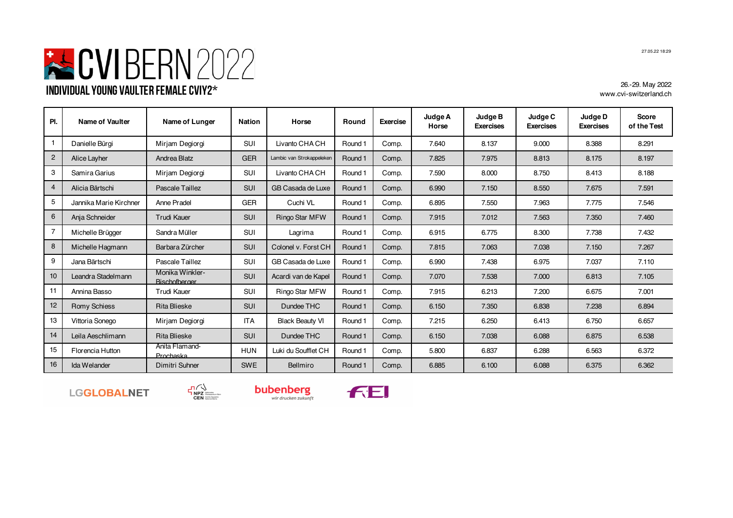# CVI BERN 2022

## INDIVIDUAL YOUNG VAULTER FEMALE CVIY2*

26.-29. May 2022
www.cvi-switzerland.ch

| Pl. | Name of Vaulter | Name of Lunger | Nation | Horse | Round | Exercise | Judge A Horse | Judge B Exercises | Judge C Exercises | Judge D Exercises | Score of the Test |
|---|---|---|---|---|---|---|---|---|---|---|---|
| 1 | Danielle Bürgi | Mirjam Degiorgi | SUI | Livanto CHA CH | Round 1 | Comp. | 7.640 | 8.137 | 9.000 | 8.388 | 8.291 |
| 2 | Alice Layher | Andrea Blatz | GER | Lambic van Strokappeleken | Round 1 | Comp. | 7.825 | 7.975 | 8.813 | 8.175 | 8.197 |
| 3 | Samira Garius | Mirjam Degiorgi | SUI | Livanto CHA CH | Round 1 | Comp. | 7.590 | 8.000 | 8.750 | 8.413 | 8.188 |
| 4 | Alicia Bärtschi | Pascale Taillez | SUI | GB Casada de Luxe | Round 1 | Comp. | 6.990 | 7.150 | 8.550 | 7.675 | 7.591 |
| 5 | Jannika Marie Kirchner | Anne Pradel | GER | Cuchi VL | Round 1 | Comp. | 6.895 | 7.550 | 7.963 | 7.775 | 7.546 |
| 6 | Anja Schneider | Trudi Kauer | SUI | Ringo Star MFW | Round 1 | Comp. | 7.915 | 7.012 | 7.563 | 7.350 | 7.460 |
| 7 | Michelle Brügger | Sandra Müller | SUI | Lagrima | Round 1 | Comp. | 6.915 | 6.775 | 8.300 | 7.738 | 7.432 |
| 8 | Michelle Hagmann | Barbara Zürcher | SUI | Colonel v. Forst CH | Round 1 | Comp. | 7.815 | 7.063 | 7.038 | 7.150 | 7.267 |
| 9 | Jana Bärtschi | Pascale Taillez | SUI | GB Casada de Luxe | Round 1 | Comp. | 6.990 | 7.438 | 6.975 | 7.037 | 7.110 |
| 10 | Leandra Stadelmann | Monika Winkler-Bischofberger | SUI | Acardi van de Kapel | Round 1 | Comp. | 7.070 | 7.538 | 7.000 | 6.813 | 7.105 |
| 11 | Annina Basso | Trudi Kauer | SUI | Ringo Star MFW | Round 1 | Comp. | 7.915 | 6.213 | 7.200 | 6.675 | 7.001 |
| 12 | Romy Schiess | Rita Blieske | SUI | Dundee THC | Round 1 | Comp. | 6.150 | 7.350 | 6.838 | 7.238 | 6.894 |
| 13 | Vittoria Sonego | Mirjam Degiorgi | ITA | Black Beauty VI | Round 1 | Comp. | 7.215 | 6.250 | 6.413 | 6.750 | 6.657 |
| 14 | Leila Aeschlimann | Rita Blieske | SUI | Dundee THC | Round 1 | Comp. | 6.150 | 7.038 | 6.088 | 6.875 | 6.538 |
| 15 | Florencia Hutton | Anita Flamand-Prochaska | HUN | Luki du Soufflet CH | Round 1 | Comp. | 5.800 | 6.837 | 6.288 | 6.563 | 6.372 |
| 16 | Ida Welander | Dimitri Suhner | SWE | Bellmiro | Round 1 | Comp. | 6.885 | 6.100 | 6.088 | 6.375 | 6.362 |

LGGLOBALNET NPZ CEN bubenberg wir drucken zukunft FEI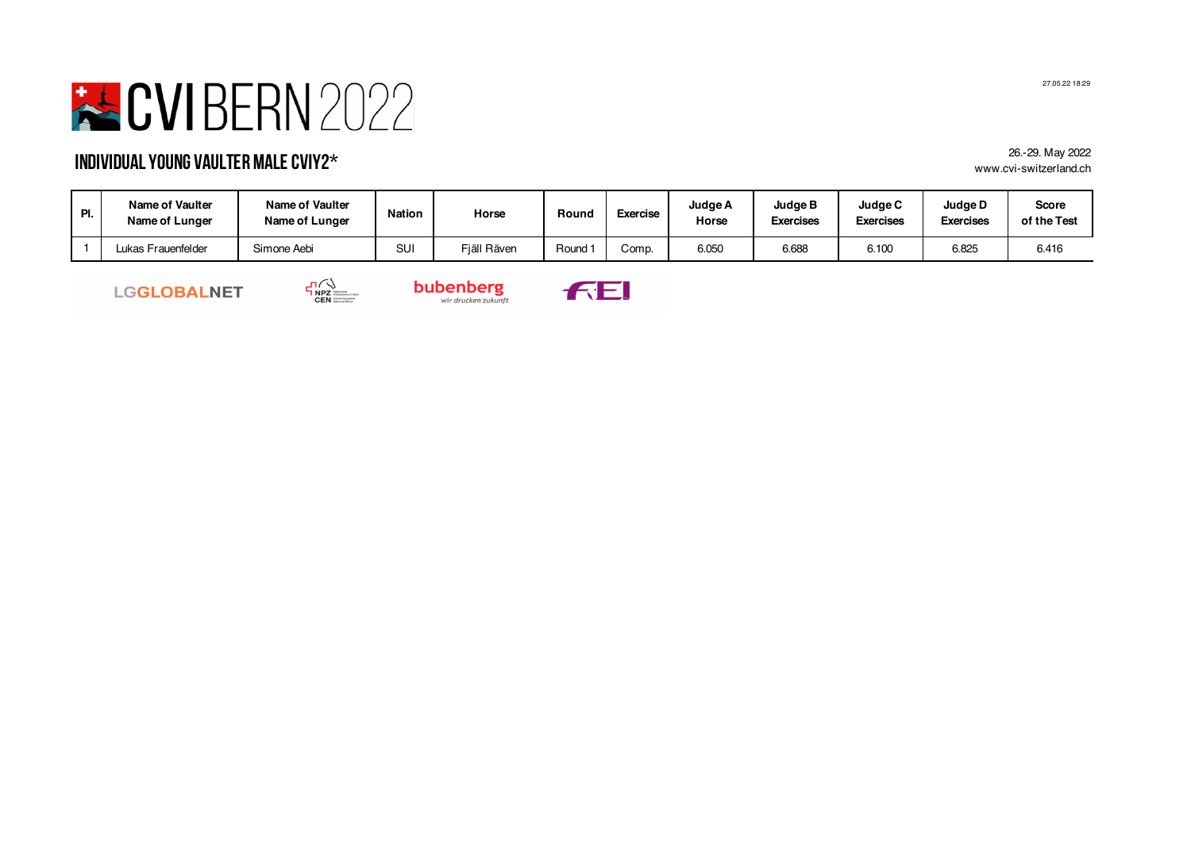# CVI BERN 2022

## INDIVIDUAL YOUNG VAULTER MALE CVIY2*

26.-29. May 2022
www.cvi-switzerland.ch

| Pl. | Name of Vaulter Name of Lunger | Name of Vaulter Name of Lunger | Nation | Horse | Round | Exercise | Judge A Horse | Judge B Exercises | Judge C Exercises | Judge D Exercises | Score of the Test |
|---|---|---|---|---|---|---|---|---|---|---|---|
| 1 | Lukas Frauenfelder | Simone Aebi | SUI | Fjäll Räven | Round 1 | Comp. | 6.050 | 6.688 | 6.100 | 6.825 | 6.416 |

LGGLOBALNET NPZ CEN bubenberg wir drucken zukunft FEI